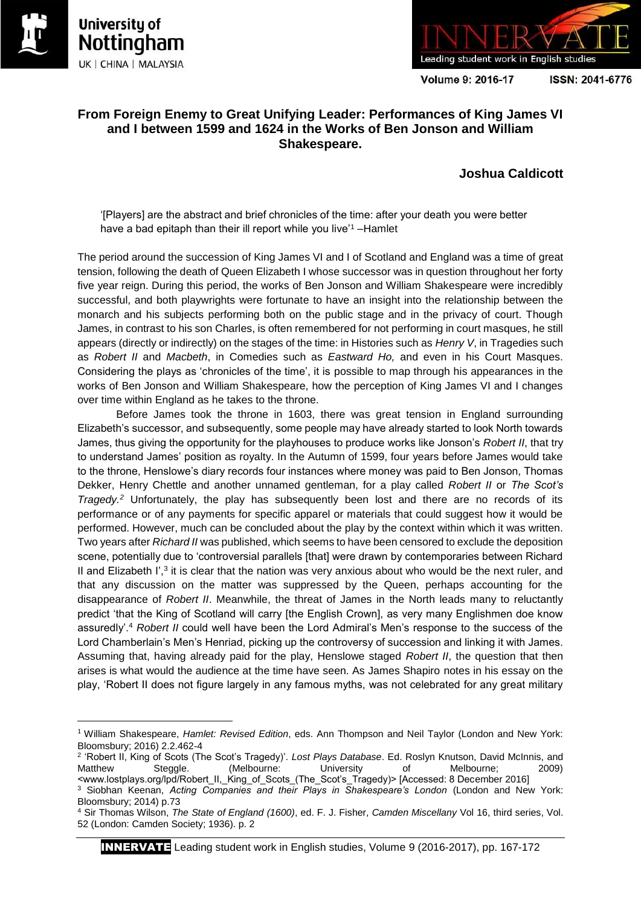# From Foreign Enemy to Great Unifying Leader: Performances of King James VI and I between 1599 and 1624 in the Works of Ben Jonson and William Shakespeare.

**Joshua Caldicott**

> '[Players] are the abstract and brief chronicles of the time: after your death you were better have a bad epitaph than their ill report while you live'[1] –Hamlet

The period around the succession of King James VI and I of Scotland and England was a time of great tension, following the death of Queen Elizabeth I whose successor was in question throughout her forty five year reign. During this period, the works of Ben Jonson and William Shakespeare were incredibly successful, and both playwrights were fortunate to have an insight into the relationship between the monarch and his subjects performing both on the public stage and in the privacy of court. Though James, in contrast to his son Charles, is often remembered for not performing in court masques, he still appears (directly or indirectly) on the stages of the time: in Histories such as *Henry V*, in Tragedies such as *Robert II* and *Macbeth*, in Comedies such as *Eastward Ho,* and even in his Court Masques. Considering the plays as 'chronicles of the time', it is possible to map through his appearances in the works of Ben Jonson and William Shakespeare, how the perception of King James VI and I changes over time within England as he takes to the throne.

Before James took the throne in 1603, there was great tension in England surrounding Elizabeth's successor, and subsequently, some people may have already started to look North towards James, thus giving the opportunity for the playhouses to produce works like Jonson's *Robert II*, that try to understand James' position as royalty. In the Autumn of 1599, four years before James would take to the throne, Henslowe's diary records four instances where money was paid to Ben Jonson, Thomas Dekker, Henry Chettle and another unnamed gentleman, for a play called *Robert II* or *The Scot's Tragedy.*[2] Unfortunately, the play has subsequently been lost and there are no records of its performance or of any payments for specific apparel or materials that could suggest how it would be performed. However, much can be concluded about the play by the context within which it was written. Two years after *Richard II* was published, which seems to have been censored to exclude the deposition scene, potentially due to 'controversial parallels [that] were drawn by contemporaries between Richard II and Elizabeth I',[3] it is clear that the nation was very anxious about who would be the next ruler, and that any discussion on the matter was suppressed by the Queen, perhaps accounting for the disappearance of *Robert II*. Meanwhile, the threat of James in the North leads many to reluctantly predict 'that the King of Scotland will carry [the English Crown], as very many Englishmen doe know assuredly'.[4] *Robert II* could well have been the Lord Admiral's Men's response to the success of the Lord Chamberlain's Men's Henriad, picking up the controversy of succession and linking it with James. Assuming that, having already paid for the play, Henslowe staged *Robert II*, the question that then arises is what would the audience at the time have seen. As James Shapiro notes in his essay on the play, 'Robert II does not figure largely in any famous myths, was not celebrated for any great military

---

[1] William Shakespeare, *Hamlet: Revised Edition*, eds. Ann Thompson and Neil Taylor (London and New York: Bloomsbury; 2016) 2.2.462-4

[2] 'Robert II, King of Scots (The Scot's Tragedy)'. *Lost Plays Database*. Ed. Roslyn Knutson, David McInnis, and Matthew Steggle. (Melbourne: University of Melbourne; 2009) <www.lostplays.org/lpd/Robert_II,_King_of_Scots_(The_Scot's_Tragedy)> [Accessed: 8 December 2016]

[3] Siobhan Keenan, *Acting Companies and their Plays in Shakespeare's London* (London and New York: Bloomsbury; 2014) p.73

[4] Sir Thomas Wilson, *The State of England (1600)*, ed. F. J. Fisher, *Camden Miscellany* Vol 16, third series, Vol. 52 (London: Camden Society; 1936). p. 2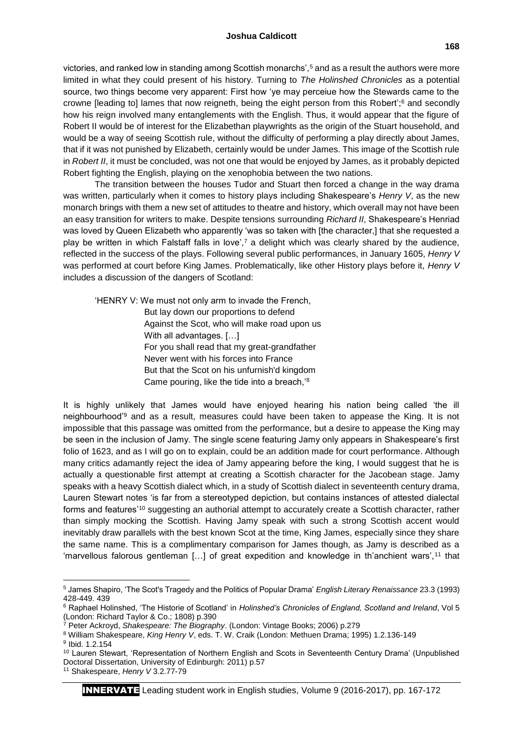victories, and ranked low in standing among Scottish monarchs',[5] and as a result the authors were more limited in what they could present of his history. Turning to *The Holinshed Chronicles* as a potential source, two things become very apparent: First how 'ye may perceiue how the Stewards came to the crowne [leading to] Iames that now reigneth, being the eight person from this Robert';[6] and secondly how his reign involved many entanglements with the English. Thus, it would appear that the figure of Robert II would be of interest for the Elizabethan playwrights as the origin of the Stuart household, and would be a way of seeing Scottish rule, without the difficulty of performing a play directly about James, that if it was not punished by Elizabeth, certainly would be under James. This image of the Scottish rule in *Robert II*, it must be concluded, was not one that would be enjoyed by James, as it probably depicted Robert fighting the English, playing on the xenophobia between the two nations.

The transition between the houses Tudor and Stuart then forced a change in the way drama was written, particularly when it comes to history plays including Shakespeare's *Henry V*, as the new monarch brings with them a new set of attitudes to theatre and history, which overall may not have been an easy transition for writers to make. Despite tensions surrounding *Richard II*, Shakespeare's Henriad was loved by Queen Elizabeth who apparently 'was so taken with [the character,] that she requested a play be written in which Falstaff falls in love',[7] a delight which was clearly shared by the audience, reflected in the success of the plays. Following several public performances, in January 1605, *Henry V* was performed at court before King James. Problematically, like other History plays before it, *Henry V* includes a discussion of the dangers of Scotland:

> 'HENRY V: We must not only arm to invade the French,
> But lay down our proportions to defend
> Against the Scot, who will make road upon us
> With all advantages. […]
> For you shall read that my great-grandfather
> Never went with his forces into France
> But that the Scot on his unfurnish'd kingdom
> Came pouring, like the tide into a breach,'[8]

It is highly unlikely that James would have enjoyed hearing his nation being called 'the ill neighbourhood'[9] and as a result, measures could have been taken to appease the King. It is not impossible that this passage was omitted from the performance, but a desire to appease the King may be seen in the inclusion of Jamy. The single scene featuring Jamy only appears in Shakespeare's first folio of 1623, and as I will go on to explain, could be an addition made for court performance. Although many critics adamantly reject the idea of Jamy appearing before the king, I would suggest that he is actually a questionable first attempt at creating a Scottish character for the Jacobean stage. Jamy speaks with a heavy Scottish dialect which, in a study of Scottish dialect in seventeenth century drama, Lauren Stewart notes 'is far from a stereotyped depiction, but contains instances of attested dialectal forms and features'[10] suggesting an authorial attempt to accurately create a Scottish character, rather than simply mocking the Scottish. Having Jamy speak with such a strong Scottish accent would inevitably draw parallels with the best known Scot at the time, King James, especially since they share the same name. This is a complimentary comparison for James though, as Jamy is described as a 'marvellous falorous gentleman […] of great expedition and knowledge in th'anchient wars',[11] that

---

[5] James Shapiro, 'The Scot's Tragedy and the Politics of Popular Drama' *English Literary Renaissance* 23.3 (1993) 428-449. 439

[6] Raphael Holinshed, 'The Historie of Scotland' in *Holinshed's Chronicles of England, Scotland and Ireland*, Vol 5 (London: Richard Taylor & Co.; 1808) p.390

[7] Peter Ackroyd, *Shakespeare: The Biography*. (London: Vintage Books; 2006) p.279

[8] William Shakespeare, *King Henry V*, eds. T. W. Craik (London: Methuen Drama; 1995) 1.2.136-149

[9] Ibid. 1.2.154

[10] Lauren Stewart, 'Representation of Northern English and Scots in Seventeenth Century Drama' (Unpublished Doctoral Dissertation, University of Edinburgh: 2011) p.57

[11] Shakespeare, *Henry V* 3.2.77-79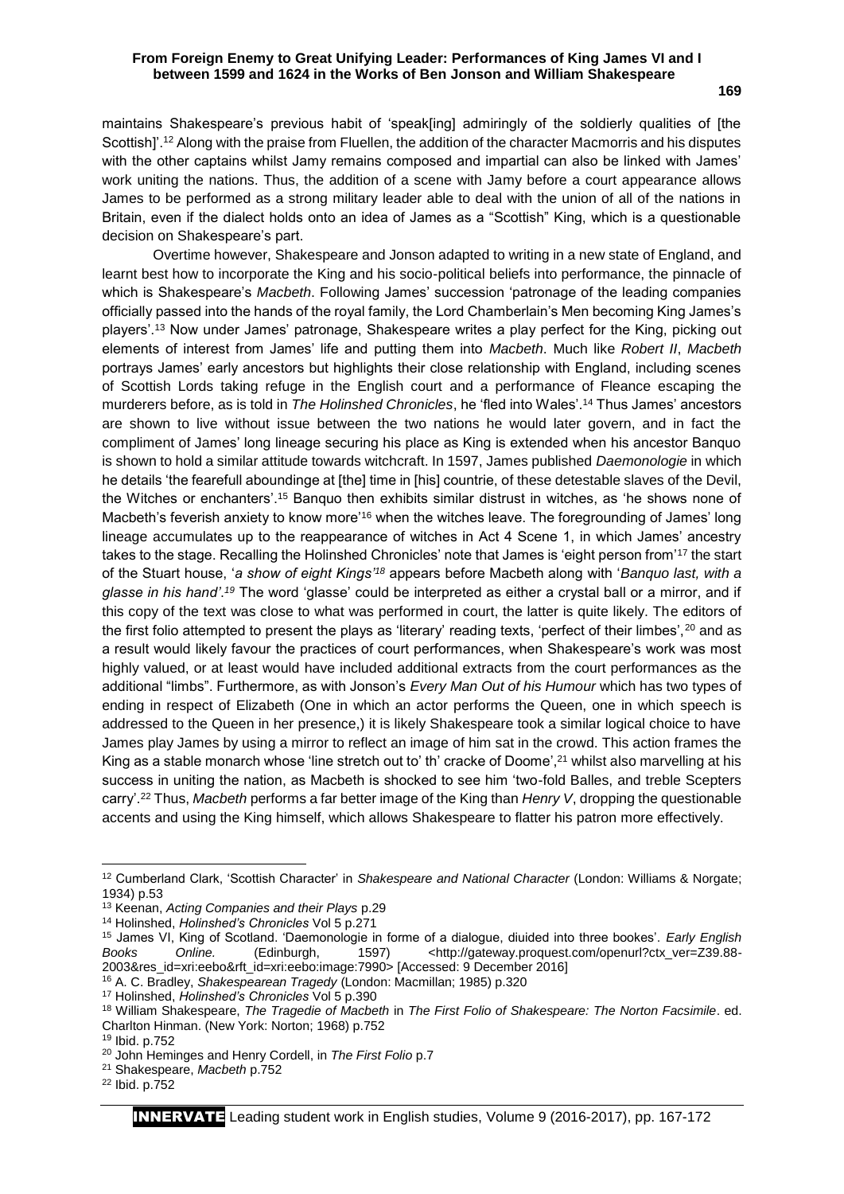maintains Shakespeare's previous habit of 'speak[ing] admiringly of the soldierly qualities of [the Scottish]'.[12] Along with the praise from Fluellen, the addition of the character Macmorris and his disputes with the other captains whilst Jamy remains composed and impartial can also be linked with James' work uniting the nations. Thus, the addition of a scene with Jamy before a court appearance allows James to be performed as a strong military leader able to deal with the union of all of the nations in Britain, even if the dialect holds onto an idea of James as a "Scottish" King, which is a questionable decision on Shakespeare's part.

Overtime however, Shakespeare and Jonson adapted to writing in a new state of England, and learnt best how to incorporate the King and his socio-political beliefs into performance, the pinnacle of which is Shakespeare's *Macbeth*. Following James' succession 'patronage of the leading companies officially passed into the hands of the royal family, the Lord Chamberlain's Men becoming King James's players'.[13] Now under James' patronage, Shakespeare writes a play perfect for the King, picking out elements of interest from James' life and putting them into *Macbeth*. Much like *Robert II*, *Macbeth* portrays James' early ancestors but highlights their close relationship with England, including scenes of Scottish Lords taking refuge in the English court and a performance of Fleance escaping the murderers before, as is told in *The Holinshed Chronicles*, he 'fled into Wales'.[14] Thus James' ancestors are shown to live without issue between the two nations he would later govern, and in fact the compliment of James' long lineage securing his place as King is extended when his ancestor Banquo is shown to hold a similar attitude towards witchcraft. In 1597, James published *Daemonologie* in which he details 'the fearefull aboundinge at [the] time in [his] countrie, of these detestable slaves of the Devil, the Witches or enchanters'.[15] Banquo then exhibits similar distrust in witches, as 'he shows none of Macbeth's feverish anxiety to know more'[16] when the witches leave. The foregrounding of James' long lineage accumulates up to the reappearance of witches in Act 4 Scene 1, in which James' ancestry takes to the stage. Recalling the Holinshed Chronicles' note that James is 'eight person from'[17] the start of the Stuart house, '*a show of eight Kings*'[18] appears before Macbeth along with '*Banquo last, with a glasse in his hand*'.[19] The word 'glasse' could be interpreted as either a crystal ball or a mirror, and if this copy of the text was close to what was performed in court, the latter is quite likely. The editors of the first folio attempted to present the plays as 'literary' reading texts, 'perfect of their limbes',[20] and as a result would likely favour the practices of court performances, when Shakespeare's work was most highly valued, or at least would have included additional extracts from the court performances as the additional "limbs". Furthermore, as with Jonson's *Every Man Out of his Humour* which has two types of ending in respect of Elizabeth (One in which an actor performs the Queen, one in which speech is addressed to the Queen in her presence,) it is likely Shakespeare took a similar logical choice to have James play James by using a mirror to reflect an image of him sat in the crowd. This action frames the King as a stable monarch whose 'line stretch out to' th' cracke of Doome',[21] whilst also marvelling at his success in uniting the nation, as Macbeth is shocked to see him 'two-fold Balles, and treble Scepters carry'.[22] Thus, *Macbeth* performs a far better image of the King than *Henry V*, dropping the questionable accents and using the King himself, which allows Shakespeare to flatter his patron more effectively.

---

[12] Cumberland Clark, 'Scottish Character' in *Shakespeare and National Character* (London: Williams & Norgate; 1934) p.53

[13] Keenan, *Acting Companies and their Plays* p.29

[14] Holinshed, *Holinshed's Chronicles* Vol 5 p.271

[15] James VI, King of Scotland. 'Daemonologie in forme of a dialogue, diuided into three bookes'. *Early English Books Online.* (Edinburgh, 1597) <http://gateway.proquest.com/openurl?ctx_ver=Z39.88-2003&res_id=xri:eebo&rft_id=xri:eebo:image:7990> [Accessed: 9 December 2016]

[16] A. C. Bradley, *Shakespearean Tragedy* (London: Macmillan; 1985) p.320

[17] Holinshed, *Holinshed's Chronicles* Vol 5 p.390

[18] William Shakespeare, *The Tragedie of Macbeth* in *The First Folio of Shakespeare: The Norton Facsimile*. ed. Charlton Hinman. (New York: Norton; 1968) p.752

[19] Ibid. p.752

[20] John Heminges and Henry Cordell, in *The First Folio* p.7

[21] Shakespeare, *Macbeth* p.752

[22] Ibid. p.752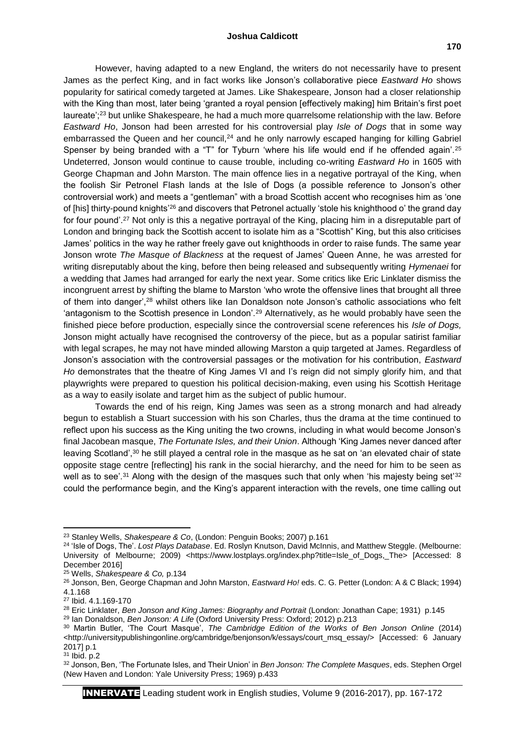However, having adapted to a new England, the writers do not necessarily have to present James as the perfect King, and in fact works like Jonson's collaborative piece *Eastward Ho* shows popularity for satirical comedy targeted at James. Like Shakespeare, Jonson had a closer relationship with the King than most, later being 'granted a royal pension [effectively making] him Britain's first poet laureate';[23] but unlike Shakespeare, he had a much more quarrelsome relationship with the law. Before *Eastward Ho*, Jonson had been arrested for his controversial play *Isle of Dogs* that in some way embarrassed the Queen and her council,[24] and he only narrowly escaped hanging for killing Gabriel Spenser by being branded with a "T" for Tyburn 'where his life would end if he offended again'.[25] Undeterred, Jonson would continue to cause trouble, including co-writing *Eastward Ho* in 1605 with George Chapman and John Marston. The main offence lies in a negative portrayal of the King, when the foolish Sir Petronel Flash lands at the Isle of Dogs (a possible reference to Jonson's other controversial work) and meets a "gentleman" with a broad Scottish accent who recognises him as 'one of [his] thirty-pound knights'[26] and discovers that Petronel actually 'stole his knighthood o' the grand day for four pound'.[27] Not only is this a negative portrayal of the King, placing him in a disreputable part of London and bringing back the Scottish accent to isolate him as a "Scottish" King, but this also criticises James' politics in the way he rather freely gave out knighthoods in order to raise funds. The same year Jonson wrote *The Masque of Blackness* at the request of James' Queen Anne, he was arrested for writing disreputably about the king, before then being released and subsequently writing *Hymenaei* for a wedding that James had arranged for early the next year. Some critics like Eric Linklater dismiss the incongruent arrest by shifting the blame to Marston 'who wrote the offensive lines that brought all three of them into danger',[28] whilst others like Ian Donaldson note Jonson's catholic associations who felt 'antagonism to the Scottish presence in London'.[29] Alternatively, as he would probably have seen the finished piece before production, especially since the controversial scene references his *Isle of Dogs,* Jonson might actually have recognised the controversy of the piece, but as a popular satirist familiar with legal scrapes, he may not have minded allowing Marston a quip targeted at James. Regardless of Jonson's association with the controversial passages or the motivation for his contribution, *Eastward Ho* demonstrates that the theatre of King James VI and I's reign did not simply glorify him, and that playwrights were prepared to question his political decision-making, even using his Scottish Heritage as a way to easily isolate and target him as the subject of public humour.

Towards the end of his reign, King James was seen as a strong monarch and had already begun to establish a Stuart succession with his son Charles, thus the drama at the time continued to reflect upon his success as the King uniting the two crowns, including in what would become Jonson's final Jacobean masque, *The Fortunate Isles, and their Union*. Although 'King James never danced after leaving Scotland',[30] he still played a central role in the masque as he sat on 'an elevated chair of state opposite stage centre [reflecting] his rank in the social hierarchy, and the need for him to be seen as well as to see'.[31] Along with the design of the masques such that only when 'his majesty being set'[32] could the performance begin, and the King's apparent interaction with the revels, one time calling out

---

[23] Stanley Wells, *Shakespeare & Co*, (London: Penguin Books; 2007) p.161

[24] 'Isle of Dogs, The'. *Lost Plays Database*. Ed. Roslyn Knutson, David McInnis, and Matthew Steggle. (Melbourne: University of Melbourne; 2009) <https://www.lostplays.org/index.php?title=Isle_of_Dogs,_The> [Accessed: 8 December 2016]

[25] Wells, *Shakespeare & Co,* p.134

[26] Jonson, Ben, George Chapman and John Marston, *Eastward Ho!* eds. C. G. Petter (London: A & C Black; 1994) 4.1.168

[27] Ibid. 4.1.169-170

[28] Eric Linklater, *Ben Jonson and King James: Biography and Portrait* (London: Jonathan Cape; 1931) p.145

[29] Ian Donaldson, *Ben Jonson: A Life* (Oxford University Press: Oxford; 2012) p.213

[30] Martin Butler, 'The Court Masque', *The Cambridge Edition of the Works of Ben Jonson Online* (2014) <http://universitypublishingonline.org/cambridge/benjonson/k/essays/court_msq_essay/> [Accessed: 6 January 2017] p.1

[31] Ibid. p.2

[32] Jonson, Ben, 'The Fortunate Isles, and Their Union' in *Ben Jonson: The Complete Masques*, eds. Stephen Orgel (New Haven and London: Yale University Press; 1969) p.433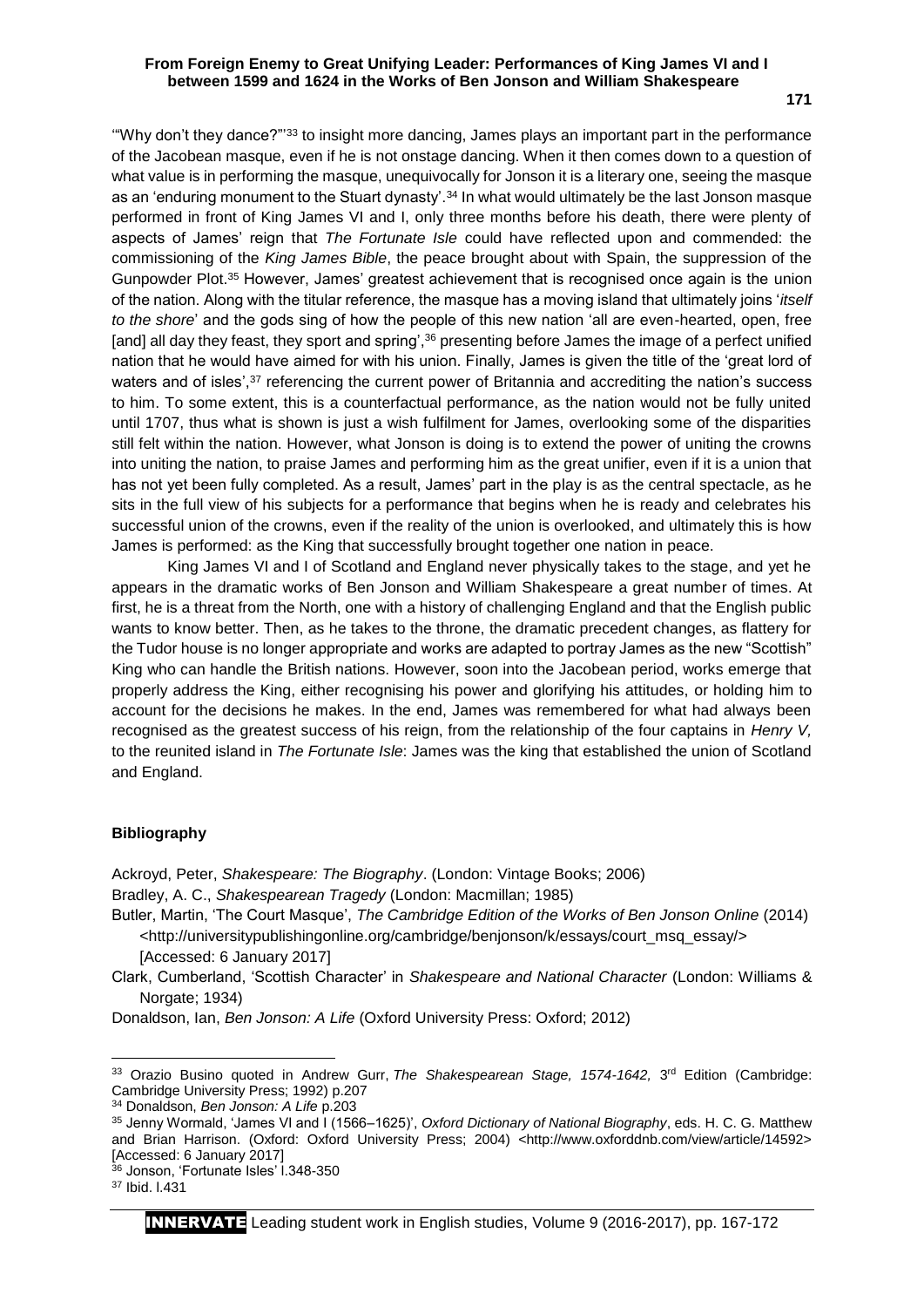'"Why don't they dance?"'[33] to insight more dancing, James plays an important part in the performance of the Jacobean masque, even if he is not onstage dancing. When it then comes down to a question of what value is in performing the masque, unequivocally for Jonson it is a literary one, seeing the masque as an 'enduring monument to the Stuart dynasty'.[34] In what would ultimately be the last Jonson masque performed in front of King James VI and I, only three months before his death, there were plenty of aspects of James' reign that *The Fortunate Isle* could have reflected upon and commended: the commissioning of the *King James Bible*, the peace brought about with Spain, the suppression of the Gunpowder Plot.[35] However, James' greatest achievement that is recognised once again is the union of the nation. Along with the titular reference, the masque has a moving island that ultimately joins '*itself to the shore*' and the gods sing of how the people of this new nation 'all are even-hearted, open, free [and] all day they feast, they sport and spring',[36] presenting before James the image of a perfect unified nation that he would have aimed for with his union. Finally, James is given the title of the 'great lord of waters and of isles',[37] referencing the current power of Britannia and accrediting the nation's success to him. To some extent, this is a counterfactual performance, as the nation would not be fully united until 1707, thus what is shown is just a wish fulfilment for James, overlooking some of the disparities still felt within the nation. However, what Jonson is doing is to extend the power of uniting the crowns into uniting the nation, to praise James and performing him as the great unifier, even if it is a union that has not yet been fully completed. As a result, James' part in the play is as the central spectacle, as he sits in the full view of his subjects for a performance that begins when he is ready and celebrates his successful union of the crowns, even if the reality of the union is overlooked, and ultimately this is how James is performed: as the King that successfully brought together one nation in peace.

King James VI and I of Scotland and England never physically takes to the stage, and yet he appears in the dramatic works of Ben Jonson and William Shakespeare a great number of times. At first, he is a threat from the North, one with a history of challenging England and that the English public wants to know better. Then, as he takes to the throne, the dramatic precedent changes, as flattery for the Tudor house is no longer appropriate and works are adapted to portray James as the new "Scottish" King who can handle the British nations. However, soon into the Jacobean period, works emerge that properly address the King, either recognising his power and glorifying his attitudes, or holding him to account for the decisions he makes. In the end, James was remembered for what had always been recognised as the greatest success of his reign, from the relationship of the four captains in *Henry V,* to the reunited island in *The Fortunate Isle*: James was the king that established the union of Scotland and England.

## Bibliography

Ackroyd, Peter, *Shakespeare: The Biography*. (London: Vintage Books; 2006)

Bradley, A. C., *Shakespearean Tragedy* (London: Macmillan; 1985)

Butler, Martin, 'The Court Masque', *The Cambridge Edition of the Works of Ben Jonson Online* (2014) <http://universitypublishingonline.org/cambridge/benjonson/k/essays/court_msq_essay/> [Accessed: 6 January 2017]

Clark, Cumberland, 'Scottish Character' in *Shakespeare and National Character* (London: Williams & Norgate; 1934)

Donaldson, Ian, *Ben Jonson: A Life* (Oxford University Press: Oxford; 2012)

---

[33] Orazio Busino quoted in Andrew Gurr, *The Shakespearean Stage, 1574-1642,* 3rd Edition (Cambridge: Cambridge University Press; 1992) p.207

[34] Donaldson, *Ben Jonson: A Life* p.203

[35] Jenny Wormald, 'James VI and I (1566–1625)', *Oxford Dictionary of National Biography*, eds. H. C. G. Matthew and Brian Harrison. (Oxford: Oxford University Press; 2004) <http://www.oxforddnb.com/view/article/14592> [Accessed: 6 January 2017]

[36] Jonson, 'Fortunate Isles' l.348-350

[37] Ibid. l.431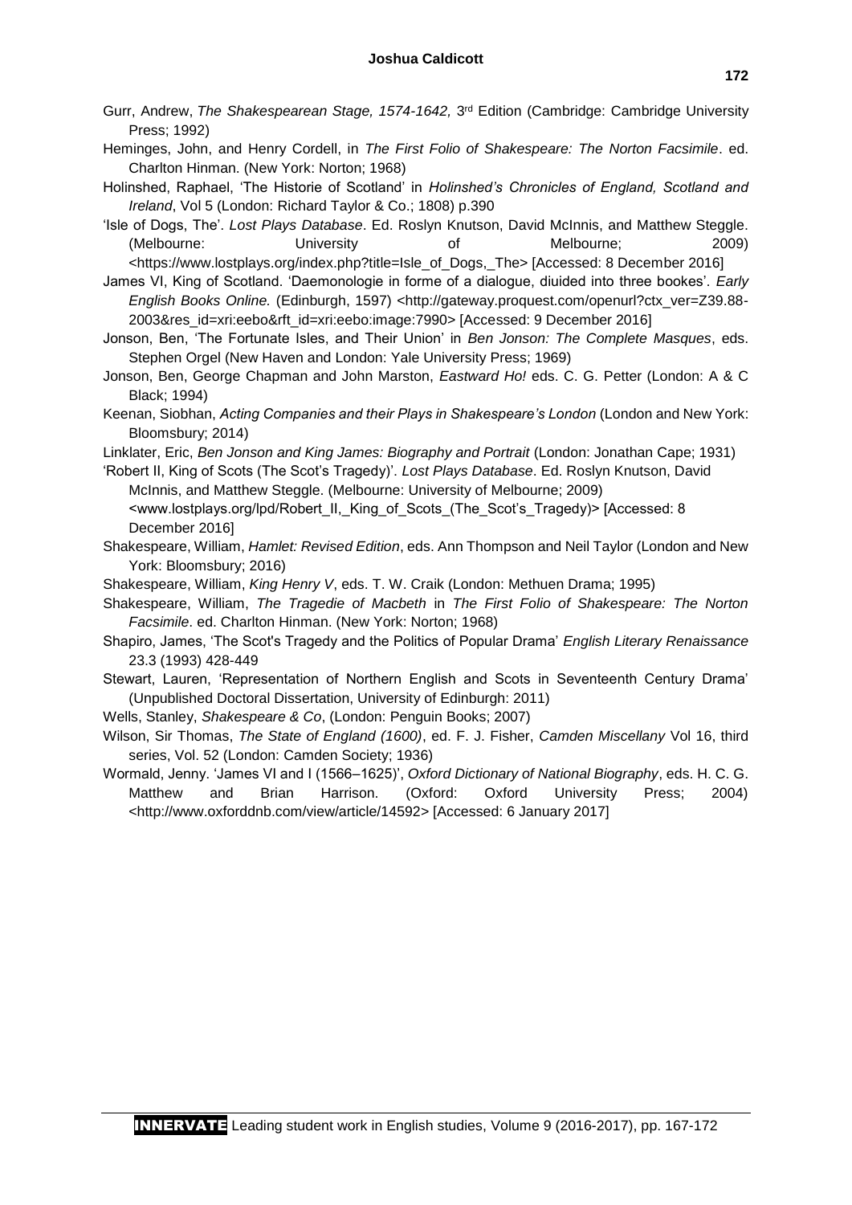Gurr, Andrew, *The Shakespearean Stage, 1574-1642,* 3rd Edition (Cambridge: Cambridge University Press; 1992)

Heminges, John, and Henry Cordell, in *The First Folio of Shakespeare: The Norton Facsimile*. ed. Charlton Hinman. (New York: Norton; 1968)

Holinshed, Raphael, 'The Historie of Scotland' in *Holinshed's Chronicles of England, Scotland and Ireland*, Vol 5 (London: Richard Taylor & Co.; 1808) p.390

'Isle of Dogs, The'. *Lost Plays Database*. Ed. Roslyn Knutson, David McInnis, and Matthew Steggle. (Melbourne: University of Melbourne; 2009) <https://www.lostplays.org/index.php?title=Isle_of_Dogs,_The> [Accessed: 8 December 2016]

James VI, King of Scotland. 'Daemonologie in forme of a dialogue, diuided into three bookes'. *Early English Books Online.* (Edinburgh, 1597) <http://gateway.proquest.com/openurl?ctx_ver=Z39.88-2003&res_id=xri:eebo&rft_id=xri:eebo:image:7990> [Accessed: 9 December 2016]

Jonson, Ben, 'The Fortunate Isles, and Their Union' in *Ben Jonson: The Complete Masques*, eds. Stephen Orgel (New Haven and London: Yale University Press; 1969)

Jonson, Ben, George Chapman and John Marston, *Eastward Ho!* eds. C. G. Petter (London: A & C Black; 1994)

Keenan, Siobhan, *Acting Companies and their Plays in Shakespeare's London* (London and New York: Bloomsbury; 2014)

Linklater, Eric, *Ben Jonson and King James: Biography and Portrait* (London: Jonathan Cape; 1931)

'Robert II, King of Scots (The Scot's Tragedy)'. *Lost Plays Database*. Ed. Roslyn Knutson, David McInnis, and Matthew Steggle. (Melbourne: University of Melbourne; 2009) <www.lostplays.org/lpd/Robert_II,_King_of_Scots_(The_Scot's_Tragedy)> [Accessed: 8 December 2016]

Shakespeare, William, *Hamlet: Revised Edition*, eds. Ann Thompson and Neil Taylor (London and New York: Bloomsbury; 2016)

Shakespeare, William, *King Henry V*, eds. T. W. Craik (London: Methuen Drama; 1995)

Shakespeare, William, *The Tragedie of Macbeth* in *The First Folio of Shakespeare: The Norton Facsimile*. ed. Charlton Hinman. (New York: Norton; 1968)

Shapiro, James, 'The Scot's Tragedy and the Politics of Popular Drama' *English Literary Renaissance* 23.3 (1993) 428-449

Stewart, Lauren, 'Representation of Northern English and Scots in Seventeenth Century Drama' (Unpublished Doctoral Dissertation, University of Edinburgh: 2011)

Wells, Stanley, *Shakespeare & Co*, (London: Penguin Books; 2007)

Wilson, Sir Thomas, *The State of England (1600)*, ed. F. J. Fisher, *Camden Miscellany* Vol 16, third series, Vol. 52 (London: Camden Society; 1936)

Wormald, Jenny. 'James VI and I (1566–1625)', *Oxford Dictionary of National Biography*, eds. H. C. G. Matthew and Brian Harrison. (Oxford: Oxford University Press; 2004) <http://www.oxforddnb.com/view/article/14592> [Accessed: 6 January 2017]